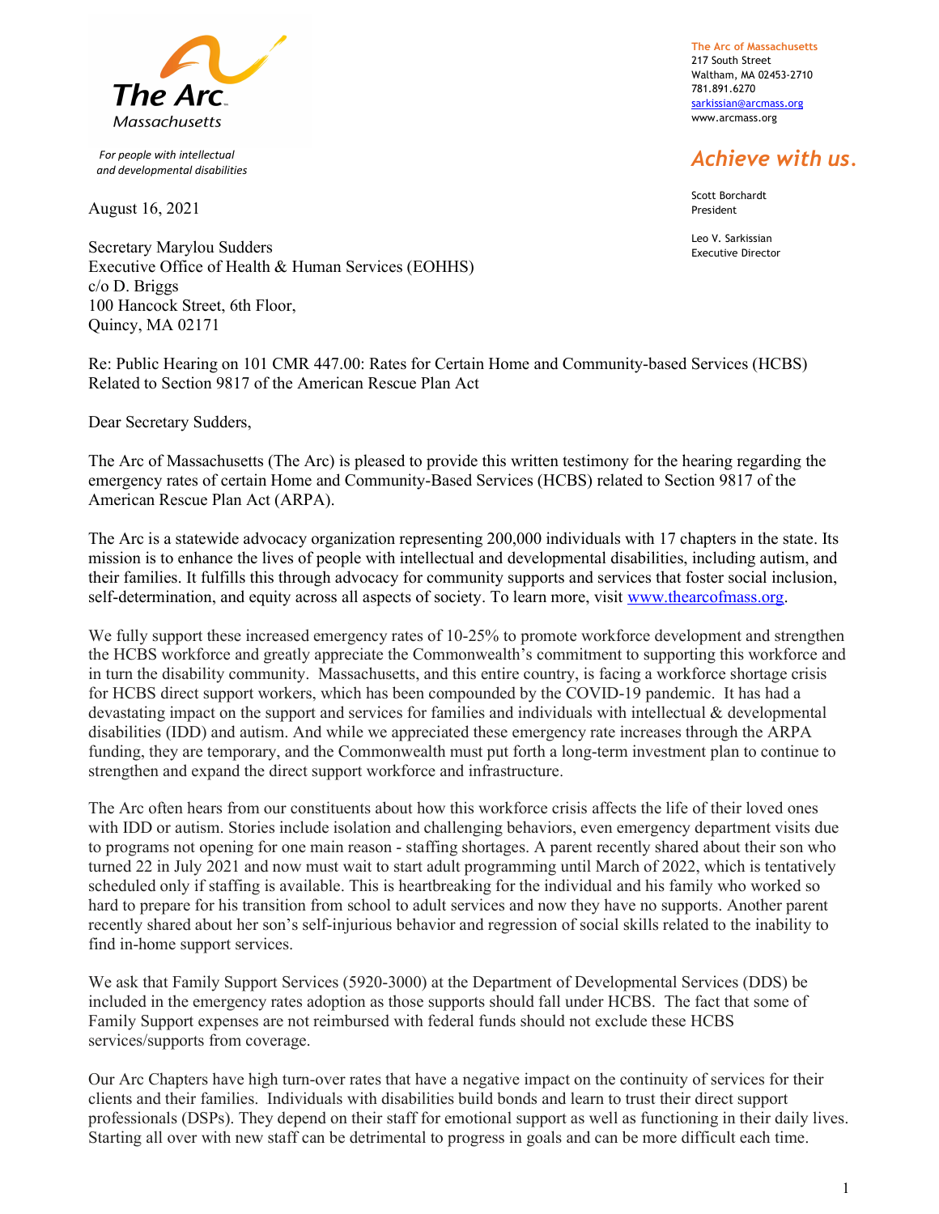The Arc Massachusetts

*For people with intellectual and developmental disabilities*

**The Arc of Massachusetts**
217 South Street
Waltham, MA 02453-2710
781.891.6270
sarkissian@arcmass.org
www.arcmass.org

*Achieve with us.*

Scott Borchardt
President

Leo V. Sarkissian
Executive Director

August 16, 2021

Secretary Marylou Sudders
Executive Office of Health & Human Services (EOHHS)
c/o D. Briggs
100 Hancock Street, 6th Floor,
Quincy, MA 02171

Re: Public Hearing on 101 CMR 447.00: Rates for Certain Home and Community-based Services (HCBS) Related to Section 9817 of the American Rescue Plan Act

Dear Secretary Sudders,

The Arc of Massachusetts (The Arc) is pleased to provide this written testimony for the hearing regarding the emergency rates of certain Home and Community-Based Services (HCBS) related to Section 9817 of the American Rescue Plan Act (ARPA).

The Arc is a statewide advocacy organization representing 200,000 individuals with 17 chapters in the state. Its mission is to enhance the lives of people with intellectual and developmental disabilities, including autism, and their families. It fulfills this through advocacy for community supports and services that foster social inclusion, self-determination, and equity across all aspects of society. To learn more, visit www.thearcofmass.org.

We fully support these increased emergency rates of 10-25% to promote workforce development and strengthen the HCBS workforce and greatly appreciate the Commonwealth's commitment to supporting this workforce and in turn the disability community. Massachusetts, and this entire country, is facing a workforce shortage crisis for HCBS direct support workers, which has been compounded by the COVID-19 pandemic. It has had a devastating impact on the support and services for families and individuals with intellectual & developmental disabilities (IDD) and autism. And while we appreciated these emergency rate increases through the ARPA funding, they are temporary, and the Commonwealth must put forth a long-term investment plan to continue to strengthen and expand the direct support workforce and infrastructure.

The Arc often hears from our constituents about how this workforce crisis affects the life of their loved ones with IDD or autism. Stories include isolation and challenging behaviors, even emergency department visits due to programs not opening for one main reason - staffing shortages. A parent recently shared about their son who turned 22 in July 2021 and now must wait to start adult programming until March of 2022, which is tentatively scheduled only if staffing is available. This is heartbreaking for the individual and his family who worked so hard to prepare for his transition from school to adult services and now they have no supports. Another parent recently shared about her son's self-injurious behavior and regression of social skills related to the inability to find in-home support services.

We ask that Family Support Services (5920-3000) at the Department of Developmental Services (DDS) be included in the emergency rates adoption as those supports should fall under HCBS. The fact that some of Family Support expenses are not reimbursed with federal funds should not exclude these HCBS services/supports from coverage.

Our Arc Chapters have high turn-over rates that have a negative impact on the continuity of services for their clients and their families. Individuals with disabilities build bonds and learn to trust their direct support professionals (DSPs). They depend on their staff for emotional support as well as functioning in their daily lives. Starting all over with new staff can be detrimental to progress in goals and can be more difficult each time.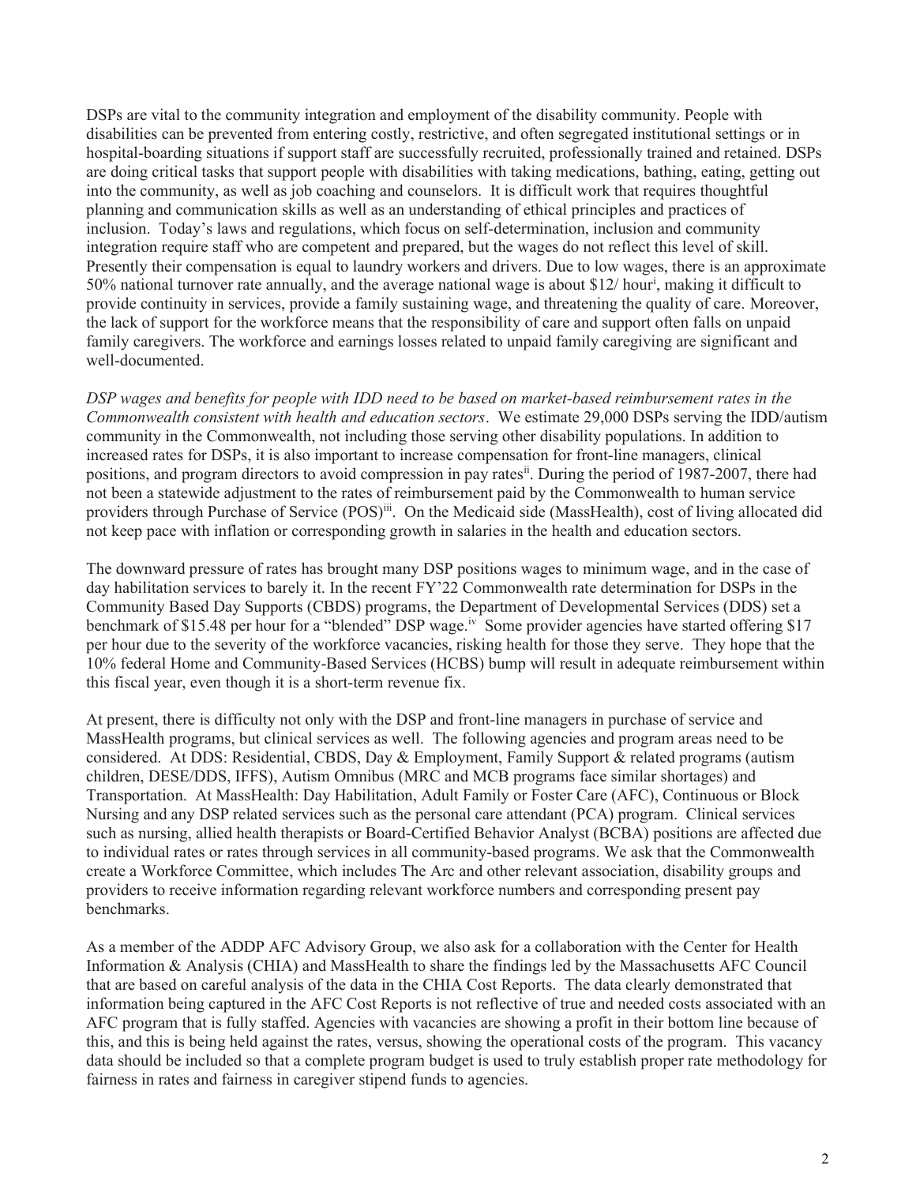DSPs are vital to the community integration and employment of the disability community. People with disabilities can be prevented from entering costly, restrictive, and often segregated institutional settings or in hospital-boarding situations if support staff are successfully recruited, professionally trained and retained. DSPs are doing critical tasks that support people with disabilities with taking medications, bathing, eating, getting out into the community, as well as job coaching and counselors. It is difficult work that requires thoughtful planning and communication skills as well as an understanding of ethical principles and practices of inclusion. Today's laws and regulations, which focus on self-determination, inclusion and community integration require staff who are competent and prepared, but the wages do not reflect this level of skill. Presently their compensation is equal to laundry workers and drivers. Due to low wages, there is an approximate 50% national turnover rate annually, and the average national wage is about $12/ hour[i], making it difficult to provide continuity in services, provide a family sustaining wage, and threatening the quality of care. Moreover, the lack of support for the workforce means that the responsibility of care and support often falls on unpaid family caregivers. The workforce and earnings losses related to unpaid family caregiving are significant and well-documented.

*DSP wages and benefits for people with IDD need to be based on market-based reimbursement rates in the Commonwealth consistent with health and education sectors*. We estimate 29,000 DSPs serving the IDD/autism community in the Commonwealth, not including those serving other disability populations. In addition to increased rates for DSPs, it is also important to increase compensation for front-line managers, clinical positions, and program directors to avoid compression in pay rates[ii]. During the period of 1987-2007, there had not been a statewide adjustment to the rates of reimbursement paid by the Commonwealth to human service providers through Purchase of Service (POS)[iii]. On the Medicaid side (MassHealth), cost of living allocated did not keep pace with inflation or corresponding growth in salaries in the health and education sectors.

The downward pressure of rates has brought many DSP positions wages to minimum wage, and in the case of day habilitation services to barely it. In the recent FY'22 Commonwealth rate determination for DSPs in the Community Based Day Supports (CBDS) programs, the Department of Developmental Services (DDS) set a benchmark of $15.48 per hour for a "blended" DSP wage.[iv] Some provider agencies have started offering $17 per hour due to the severity of the workforce vacancies, risking health for those they serve. They hope that the 10% federal Home and Community-Based Services (HCBS) bump will result in adequate reimbursement within this fiscal year, even though it is a short-term revenue fix.

At present, there is difficulty not only with the DSP and front-line managers in purchase of service and MassHealth programs, but clinical services as well. The following agencies and program areas need to be considered. At DDS: Residential, CBDS, Day & Employment, Family Support & related programs (autism children, DESE/DDS, IFFS), Autism Omnibus (MRC and MCB programs face similar shortages) and Transportation. At MassHealth: Day Habilitation, Adult Family or Foster Care (AFC), Continuous or Block Nursing and any DSP related services such as the personal care attendant (PCA) program. Clinical services such as nursing, allied health therapists or Board-Certified Behavior Analyst (BCBA) positions are affected due to individual rates or rates through services in all community-based programs. We ask that the Commonwealth create a Workforce Committee, which includes The Arc and other relevant association, disability groups and providers to receive information regarding relevant workforce numbers and corresponding present pay benchmarks.

As a member of the ADDP AFC Advisory Group, we also ask for a collaboration with the Center for Health Information & Analysis (CHIA) and MassHealth to share the findings led by the Massachusetts AFC Council that are based on careful analysis of the data in the CHIA Cost Reports. The data clearly demonstrated that information being captured in the AFC Cost Reports is not reflective of true and needed costs associated with an AFC program that is fully staffed. Agencies with vacancies are showing a profit in their bottom line because of this, and this is being held against the rates, versus, showing the operational costs of the program. This vacancy data should be included so that a complete program budget is used to truly establish proper rate methodology for fairness in rates and fairness in caregiver stipend funds to agencies.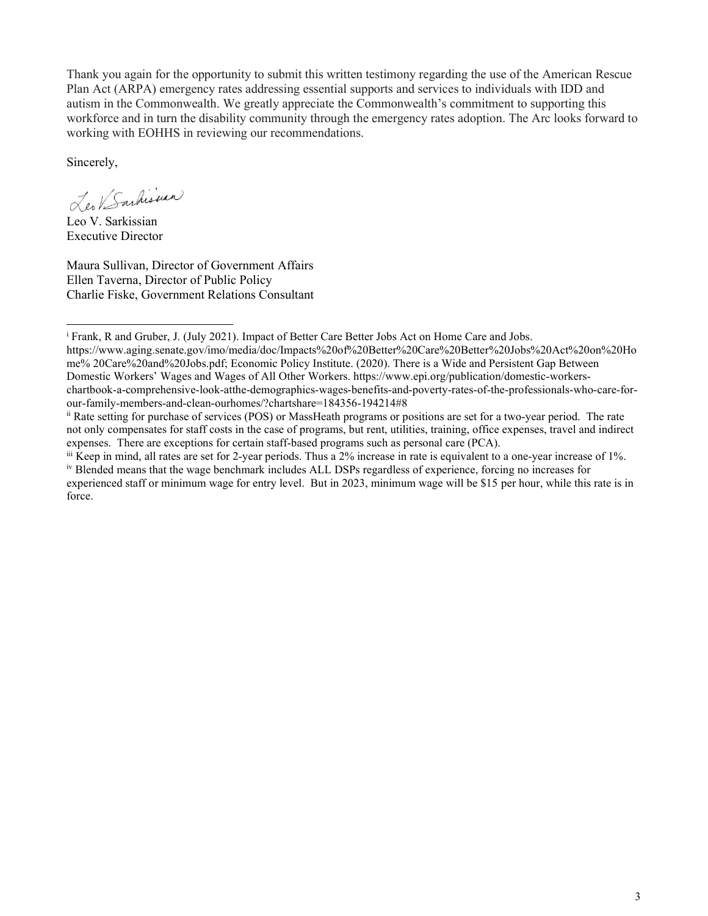Thank you again for the opportunity to submit this written testimony regarding the use of the American Rescue Plan Act (ARPA) emergency rates addressing essential supports and services to individuals with IDD and autism in the Commonwealth. We greatly appreciate the Commonwealth's commitment to supporting this workforce and in turn the disability community through the emergency rates adoption. The Arc looks forward to working with EOHHS in reviewing our recommendations.

Sincerely,

Leo V. Sarkissian
Executive Director

Maura Sullivan, Director of Government Affairs
Ellen Taverna, Director of Public Policy
Charlie Fiske, Government Relations Consultant

---

[i] Frank, R and Gruber, J. (July 2021). Impact of Better Care Better Jobs Act on Home Care and Jobs. https://www.aging.senate.gov/imo/media/doc/Impacts%20of%20Better%20Care%20Better%20Jobs%20Act%20on%20Home% 20Care%20and%20Jobs.pdf; Economic Policy Institute. (2020). There is a Wide and Persistent Gap Between Domestic Workers' Wages and Wages of All Other Workers. https://www.epi.org/publication/domestic-workers-chartbook-a-comprehensive-look-atthe-demographics-wages-benefits-and-poverty-rates-of-the-professionals-who-care-for-our-family-members-and-clean-ourhomes/?chartshare=184356-194214#8

[ii] Rate setting for purchase of services (POS) or MassHeath programs or positions are set for a two-year period. The rate not only compensates for staff costs in the case of programs, but rent, utilities, training, office expenses, travel and indirect expenses. There are exceptions for certain staff-based programs such as personal care (PCA).

[iii] Keep in mind, all rates are set for 2-year periods. Thus a 2% increase in rate is equivalent to a one-year increase of 1%.

[iv] Blended means that the wage benchmark includes ALL DSPs regardless of experience, forcing no increases for experienced staff or minimum wage for entry level. But in 2023, minimum wage will be $15 per hour, while this rate is in force.